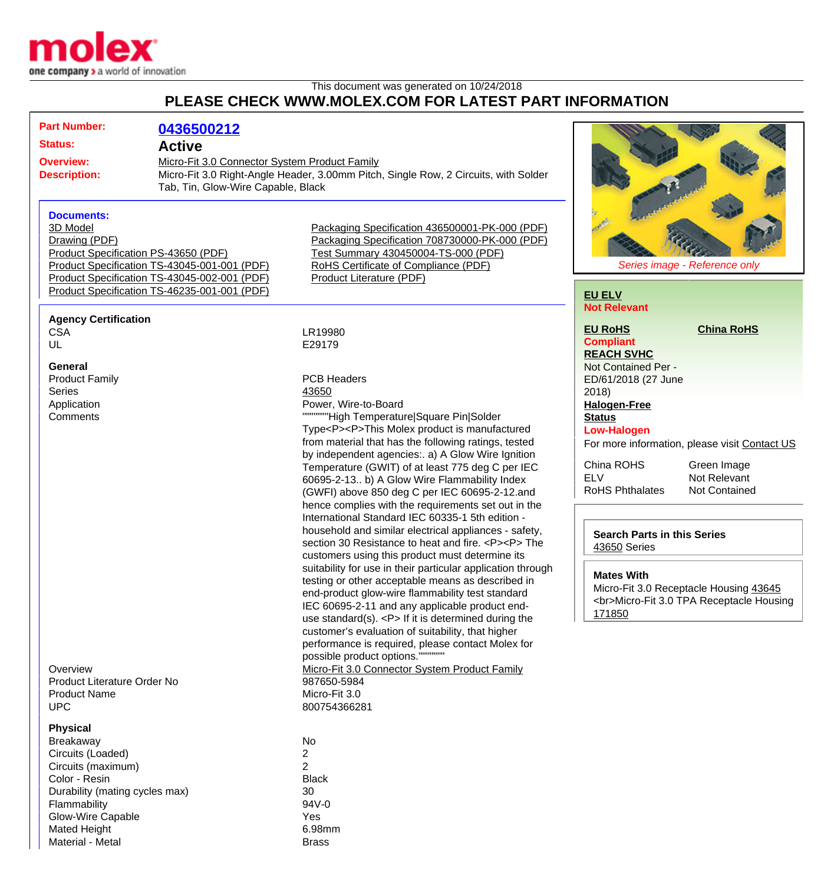molex
one company > a world of innovation

This document was generated on 10/24/2018

## PLEASE CHECK WWW.MOLEX.COM FOR LATEST PART INFORMATION

**Part Number:** 0436500212

**Status:** Active

**Overview:** Micro-Fit 3.0 Connector System Product Family

**Description:** Micro-Fit 3.0 Right-Angle Header, 3.00mm Pitch, Single Row, 2 Circuits, with Solder Tab, Tin, Glow-Wire Capable, Black

### Documents:

- 3D Model
- Drawing (PDF)
- Product Specification PS-43650 (PDF)
- Product Specification TS-43045-001-001 (PDF)
- Product Specification TS-43045-002-001 (PDF)
- Product Specification TS-46235-001-001 (PDF)
- Packaging Specification 436500001-PK-000 (PDF)
- Packaging Specification 708730000-PK-000 (PDF)
- Test Summary 430450004-TS-000 (PDF)
- RoHS Certificate of Compliance (PDF)
- Product Literature (PDF)

*Series image - Reference only*

**EU ELV**
**Not Relevant**

**EU RoHS** **China RoHS**
**Compliant**

**REACH SVHC**
Not Contained Per - ED/61/2018 (27 June 2018)

**Halogen-Free Status**
**Low-Halogen**

For more information, please visit Contact US

| | |
|---|---|
| China ROHS | Green Image |
| ELV | Not Relevant |
| RoHS Phthalates | Not Contained |

**Search Parts in this Series**
43650 Series

**Mates With**
Micro-Fit 3.0 Receptacle Housing 43645 <br>Micro-Fit 3.0 TPA Receptacle Housing 171850

### Agency Certification

| | |
|---|---|
| CSA | LR19980 |
| UL | E29179 |

### General

| | |
|---|---|
| Product Family | PCB Headers |
| Series | 43650 |
| Application | Power, Wire-to-Board |
| Comments | """"""""High Temperature\|Square Pin\|Solder Type<P><P>This Molex product is manufactured from material that has the following ratings, tested by independent agencies:. a) A Glow Wire Ignition Temperature (GWIT) of at least 775 deg C per IEC 60695-2-13.. b) A Glow Wire Flammability Index (GWFI) above 850 deg C per IEC 60695-2-12.and hence complies with the requirements set out in the International Standard IEC 60335-1 5th edition - household and similar electrical appliances - safety, section 30 Resistance to heat and fire. <P><P> The customers using this product must determine its suitability for use in their particular application through testing or other acceptable means as described in end-product glow-wire flammability test standard IEC 60695-2-11 and any applicable product end-use standard(s). <P> If it is determined during the customer's evaluation of suitability, that higher performance is required, please contact Molex for possible product options."""""""""" |
| Overview | Micro-Fit 3.0 Connector System Product Family |
| Product Literature Order No | 987650-5984 |
| Product Name | Micro-Fit 3.0 |
| UPC | 800754366281 |

### Physical

| | |
|---|---|
| Breakaway | No |
| Circuits (Loaded) | 2 |
| Circuits (maximum) | 2 |
| Color - Resin | Black |
| Durability (mating cycles max) | 30 |
| Flammability | 94V-0 |
| Glow-Wire Capable | Yes |
| Mated Height | 6.98mm |
| Material - Metal | Brass |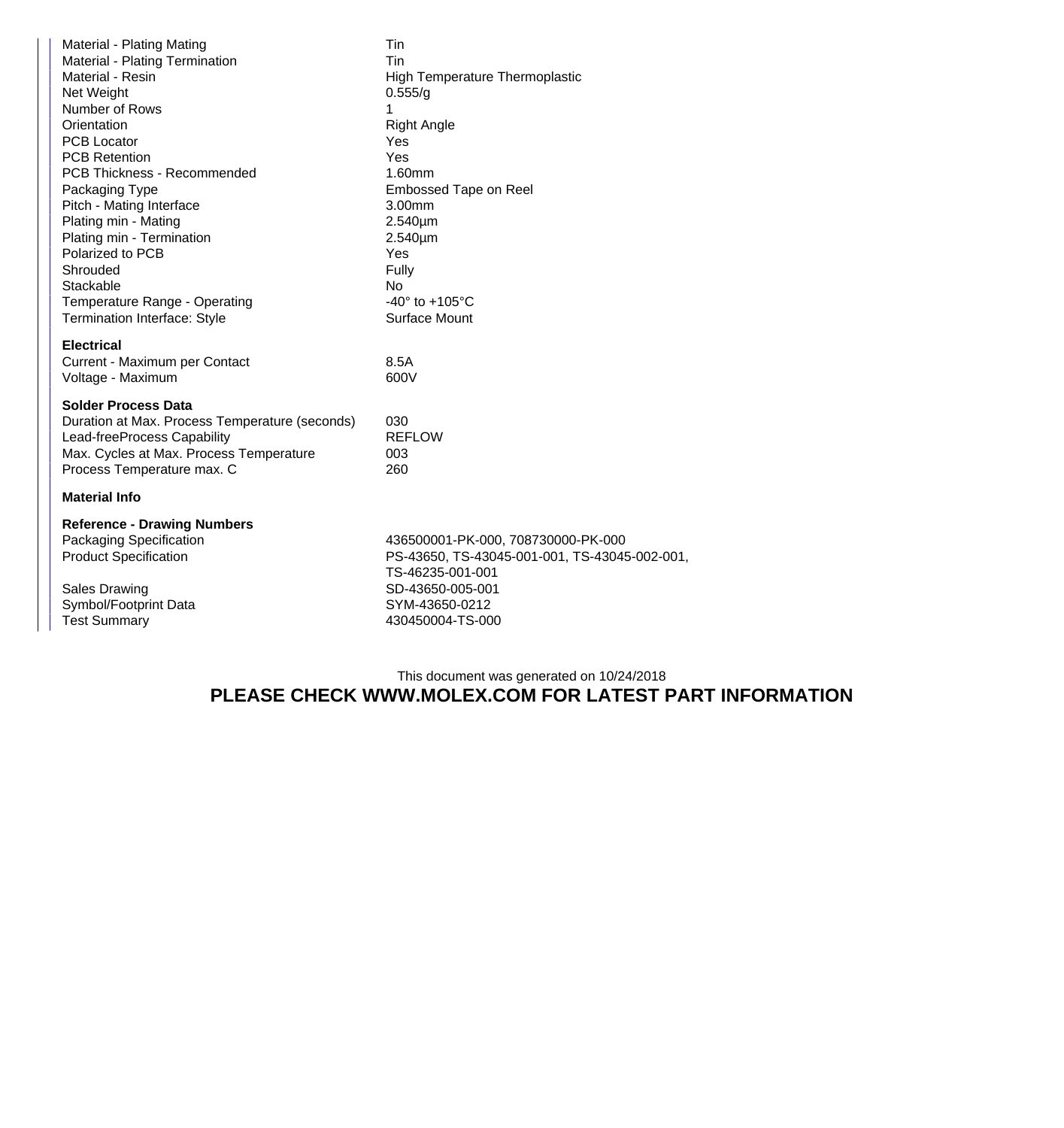| | |
|---|---|
| Material - Plating Mating | Tin |
| Material - Plating Termination | Tin |
| Material - Resin | High Temperature Thermoplastic |
| Net Weight | 0.555/g |
| Number of Rows | 1 |
| Orientation | Right Angle |
| PCB Locator | Yes |
| PCB Retention | Yes |
| PCB Thickness - Recommended | 1.60mm |
| Packaging Type | Embossed Tape on Reel |
| Pitch - Mating Interface | 3.00mm |
| Plating min - Mating | 2.540µm |
| Plating min - Termination | 2.540µm |
| Polarized to PCB | Yes |
| Shrouded | Fully |
| Stackable | No |
| Temperature Range - Operating | -40° to +105°C |
| Termination Interface: Style | Surface Mount |

**Electrical**

| | |
|---|---|
| Current - Maximum per Contact | 8.5A |
| Voltage - Maximum | 600V |

**Solder Process Data**

| | |
|---|---|
| Duration at Max. Process Temperature (seconds) | 030 |
| Lead-freeProcess Capability | REFLOW |
| Max. Cycles at Max. Process Temperature | 003 |
| Process Temperature max. C | 260 |

**Material Info**

**Reference - Drawing Numbers**

| | |
|---|---|
| Packaging Specification | 436500001-PK-000, 708730000-PK-000 |
| Product Specification | PS-43650, TS-43045-001-001, TS-43045-002-001, TS-46235-001-001 |
| Sales Drawing | SD-43650-005-001 |
| Symbol/Footprint Data | SYM-43650-0212 |
| Test Summary | 430450004-TS-000 |

This document was generated on 10/24/2018

**PLEASE CHECK WWW.MOLEX.COM FOR LATEST PART INFORMATION**